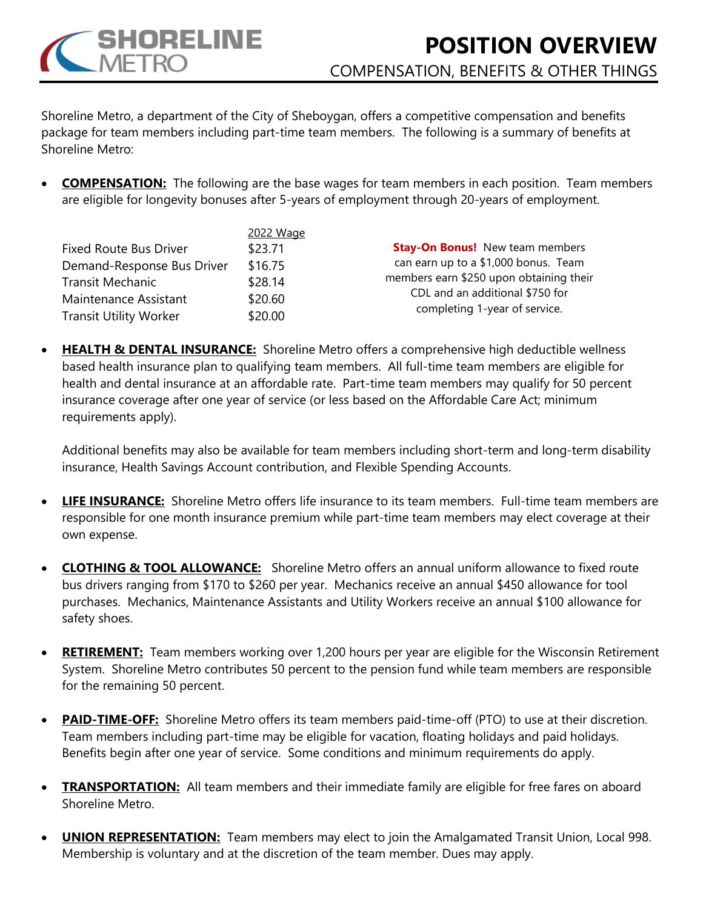SHORELINE METRO

# POSITION OVERVIEW

## COMPENSATION, BENEFITS & OTHER THINGS

Shoreline Metro, a department of the City of Sheboygan, offers a competitive compensation and benefits package for team members including part-time team members. The following is a summary of benefits at Shoreline Metro:

- **COMPENSATION:** The following are the base wages for team members in each position. Team members are eligible for longevity bonuses after 5-years of employment through 20-years of employment.

| | 2022 Wage |
|---|---|
| Fixed Route Bus Driver | $23.71 |
| Demand-Response Bus Driver | $16.75 |
| Transit Mechanic | $28.14 |
| Maintenance Assistant | $20.60 |
| Transit Utility Worker | $20.00 |

**Stay-On Bonus!** New team members can earn up to a $1,000 bonus. Team members earn $250 upon obtaining their CDL and an additional $750 for completing 1-year of service.

- **HEALTH & DENTAL INSURANCE:** Shoreline Metro offers a comprehensive high deductible wellness based health insurance plan to qualifying team members. All full-time team members are eligible for health and dental insurance at an affordable rate. Part-time team members may qualify for 50 percent insurance coverage after one year of service (or less based on the Affordable Care Act; minimum requirements apply).

  Additional benefits may also be available for team members including short-term and long-term disability insurance, Health Savings Account contribution, and Flexible Spending Accounts.

- **LIFE INSURANCE:** Shoreline Metro offers life insurance to its team members. Full-time team members are responsible for one month insurance premium while part-time team members may elect coverage at their own expense.

- **CLOTHING & TOOL ALLOWANCE:** Shoreline Metro offers an annual uniform allowance to fixed route bus drivers ranging from $170 to $260 per year. Mechanics receive an annual $450 allowance for tool purchases. Mechanics, Maintenance Assistants and Utility Workers receive an annual $100 allowance for safety shoes.

- **RETIREMENT:** Team members working over 1,200 hours per year are eligible for the Wisconsin Retirement System. Shoreline Metro contributes 50 percent to the pension fund while team members are responsible for the remaining 50 percent.

- **PAID-TIME-OFF:** Shoreline Metro offers its team members paid-time-off (PTO) to use at their discretion. Team members including part-time may be eligible for vacation, floating holidays and paid holidays. Benefits begin after one year of service. Some conditions and minimum requirements do apply.

- **TRANSPORTATION:** All team members and their immediate family are eligible for free fares on aboard Shoreline Metro.

- **UNION REPRESENTATION:** Team members may elect to join the Amalgamated Transit Union, Local 998. Membership is voluntary and at the discretion of the team member. Dues may apply.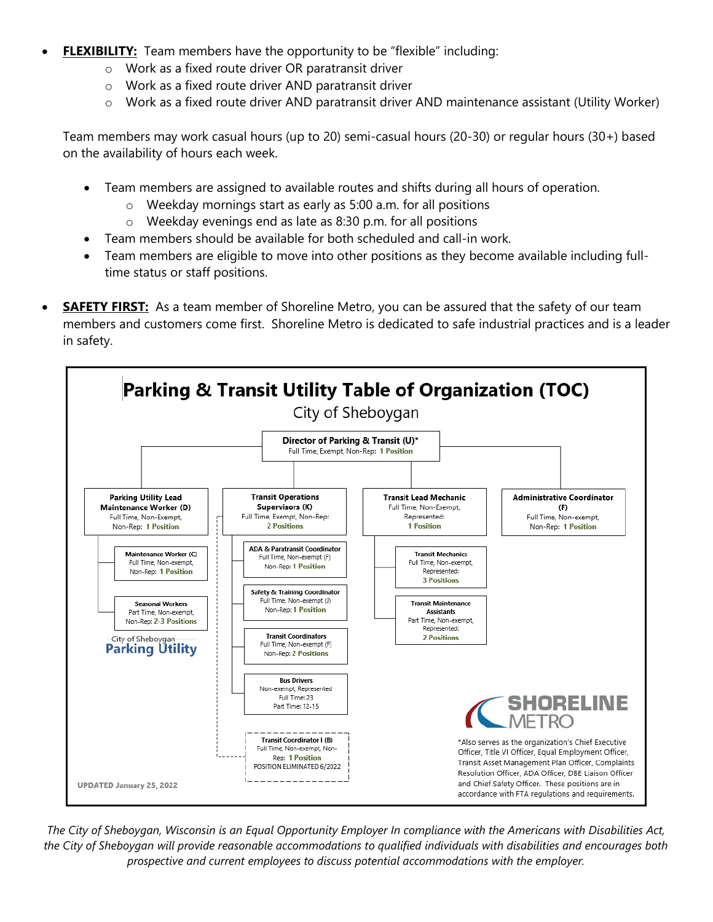- **FLEXIBILITY:** Team members have the opportunity to be "flexible" including:
  - Work as a fixed route driver OR paratransit driver
  - Work as a fixed route driver AND paratransit driver
  - Work as a fixed route driver AND paratransit driver AND maintenance assistant (Utility Worker)

  Team members may work casual hours (up to 20) semi-casual hours (20-30) or regular hours (30+) based on the availability of hours each week.

  - Team members are assigned to available routes and shifts during all hours of operation.
    - Weekday mornings start as early as 5:00 a.m. for all positions
    - Weekday evenings end as late as 8:30 p.m. for all positions
  - Team members should be available for both scheduled and call-in work.
  - Team members are eligible to move into other positions as they become available including full-time status or staff positions.

- **SAFETY FIRST:** As a team member of Shoreline Metro, you can be assured that the safety of our team members and customers come first. Shoreline Metro is dedicated to safe industrial practices and is a leader in safety.

# Parking & Transit Utility Table of Organization (TOC)

City of Sheboygan

**Director of Parking & Transit (U)***
Full Time, Exempt, Non-Rep: 1 Position

**Parking Utility Lead Maintenance Worker (D)**
Full Time, Non-Exempt, Non-Rep: 1 Position

- Maintenance Worker (C) — Full Time, Non-exempt, Non-Rep: 1 Position
- Seasonal Workers — Part Time, Non-exempt, Non-Rep: 2-3 Positions

City of Sheboygan Parking Utility

**Transit Operations Supervisors (K)**
Full Time, Exempt, Non-Rep: 2 Positions

- ADA & Paratransit Coordinator — Full Time, Non-exempt (F) Non-Rep: 1 Position
- Safety & Training Coordinator — Full Time, Non-exempt (J) Non-Rep: 1 Position
- Transit Coordinators — Full Time, Non-exempt (F) Non-Rep: 2 Positions
- Bus Drivers — Non-exempt, Represented Full Time: 23 Part Time: 12-15
- Transit Coordinator I (B) — Full Time, Non-exempt, Non-Rep: 1 Position POSITION ELIMINATED 6/2022

**Transit Lead Mechanic**
Full Time, Non-Exempt, Represented: 1 Position

- Transit Mechanics — Full Time, Non-exempt, Represented: 3 Positions
- Transit Maintenance Assistants — Part Time, Non-exempt, Represented: 2 Positions

**Administrative Coordinator (F)**
Full Time, Non-exempt, Non-Rep: 1 Position

SHORELINE METRO

*Also serves as the organization's Chief Executive Officer, Title VI Officer, Equal Employment Officer, Transit Asset Management Plan Officer, Complaints Resolution Officer, ADA Officer, DBE Liaison Officer and Chief Safety Officer. These positions are in accordance with FTA regulations and requirements.

UPDATED January 25, 2022

*The City of Sheboygan, Wisconsin is an Equal Opportunity Employer In compliance with the Americans with Disabilities Act, the City of Sheboygan will provide reasonable accommodations to qualified individuals with disabilities and encourages both prospective and current employees to discuss potential accommodations with the employer.*